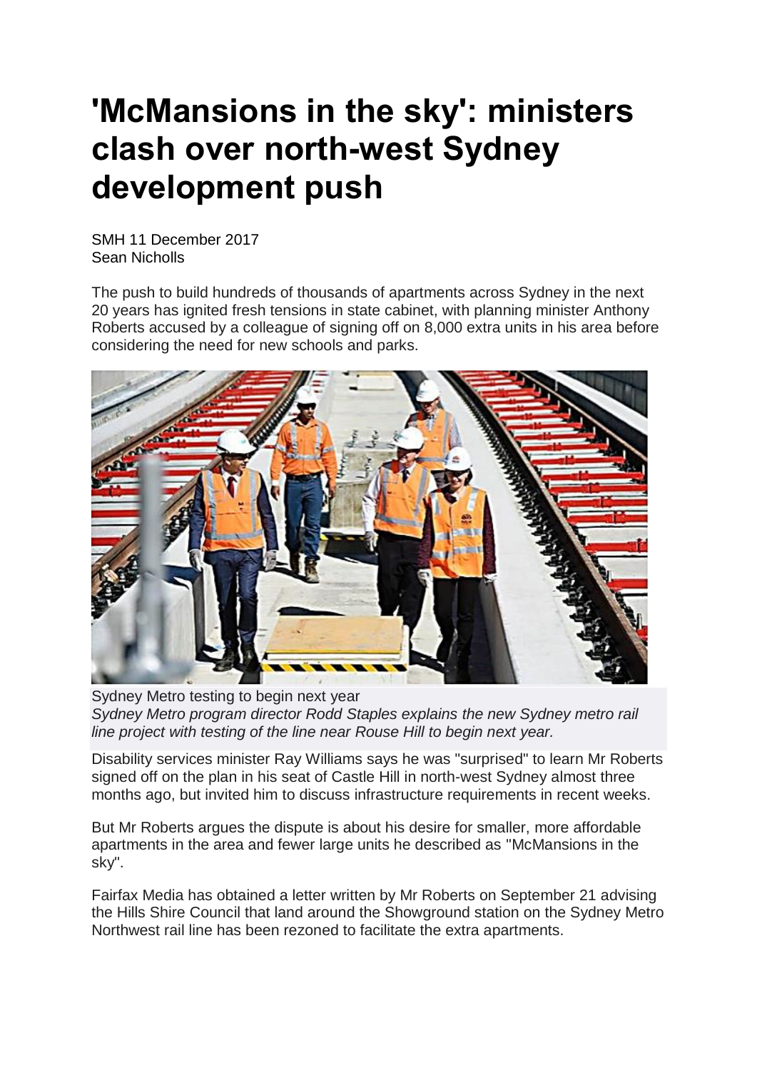# 'McMansions in the sky': ministers clash over north-west Sydney development push

SMH 11 December 2017
Sean Nicholls

The push to build hundreds of thousands of apartments across Sydney in the next 20 years has ignited fresh tensions in state cabinet, with planning minister Anthony Roberts accused by a colleague of signing off on 8,000 extra units in his area before considering the need for new schools and parks.

Sydney Metro testing to begin next year
*Sydney Metro program director Rodd Staples explains the new Sydney metro rail line project with testing of the line near Rouse Hill to begin next year.*

Disability services minister Ray Williams says he was "surprised" to learn Mr Roberts signed off on the plan in his seat of Castle Hill in north-west Sydney almost three months ago, but invited him to discuss infrastructure requirements in recent weeks.

But Mr Roberts argues the dispute is about his desire for smaller, more affordable apartments in the area and fewer large units he described as "McMansions in the sky".

Fairfax Media has obtained a letter written by Mr Roberts on September 21 advising the Hills Shire Council that land around the Showground station on the Sydney Metro Northwest rail line has been rezoned to facilitate the extra apartments.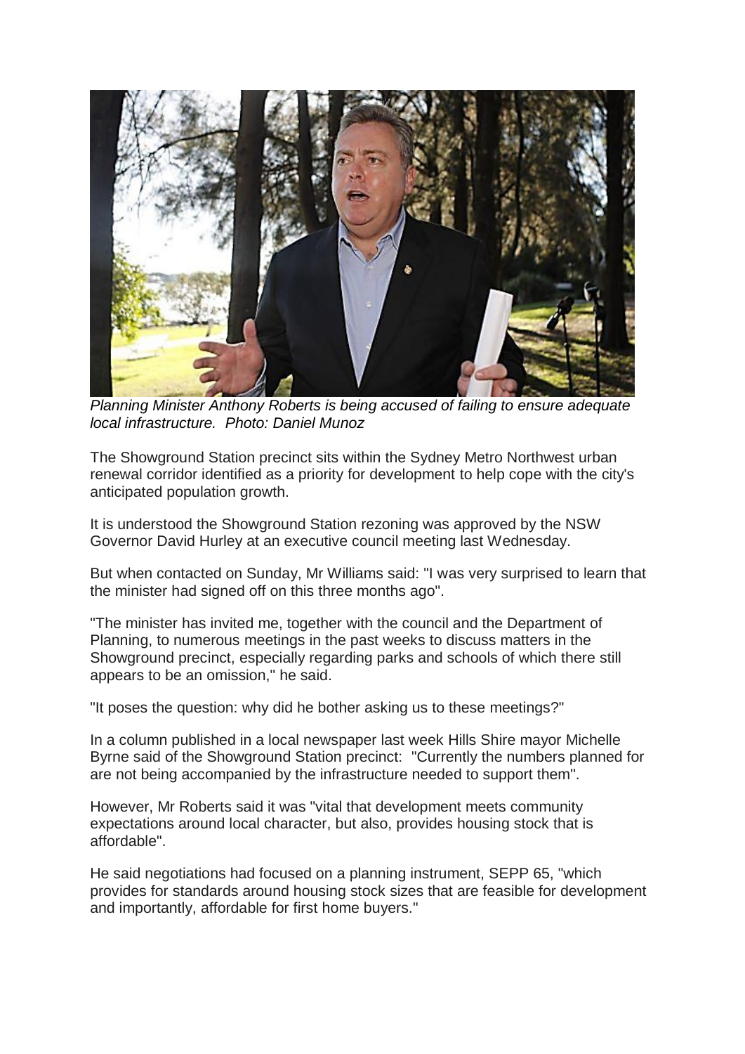*Planning Minister Anthony Roberts is being accused of failing to ensure adequate local infrastructure. Photo: Daniel Munoz*

The Showground Station precinct sits within the Sydney Metro Northwest urban renewal corridor identified as a priority for development to help cope with the city's anticipated population growth.

It is understood the Showground Station rezoning was approved by the NSW Governor David Hurley at an executive council meeting last Wednesday.

But when contacted on Sunday, Mr Williams said: "I was very surprised to learn that the minister had signed off on this three months ago".

"The minister has invited me, together with the council and the Department of Planning, to numerous meetings in the past weeks to discuss matters in the Showground precinct, especially regarding parks and schools of which there still appears to be an omission," he said.

"It poses the question: why did he bother asking us to these meetings?"

In a column published in a local newspaper last week Hills Shire mayor Michelle Byrne said of the Showground Station precinct: "Currently the numbers planned for are not being accompanied by the infrastructure needed to support them".

However, Mr Roberts said it was "vital that development meets community expectations around local character, but also, provides housing stock that is affordable".

He said negotiations had focused on a planning instrument, SEPP 65, "which provides for standards around housing stock sizes that are feasible for development and importantly, affordable for first home buyers."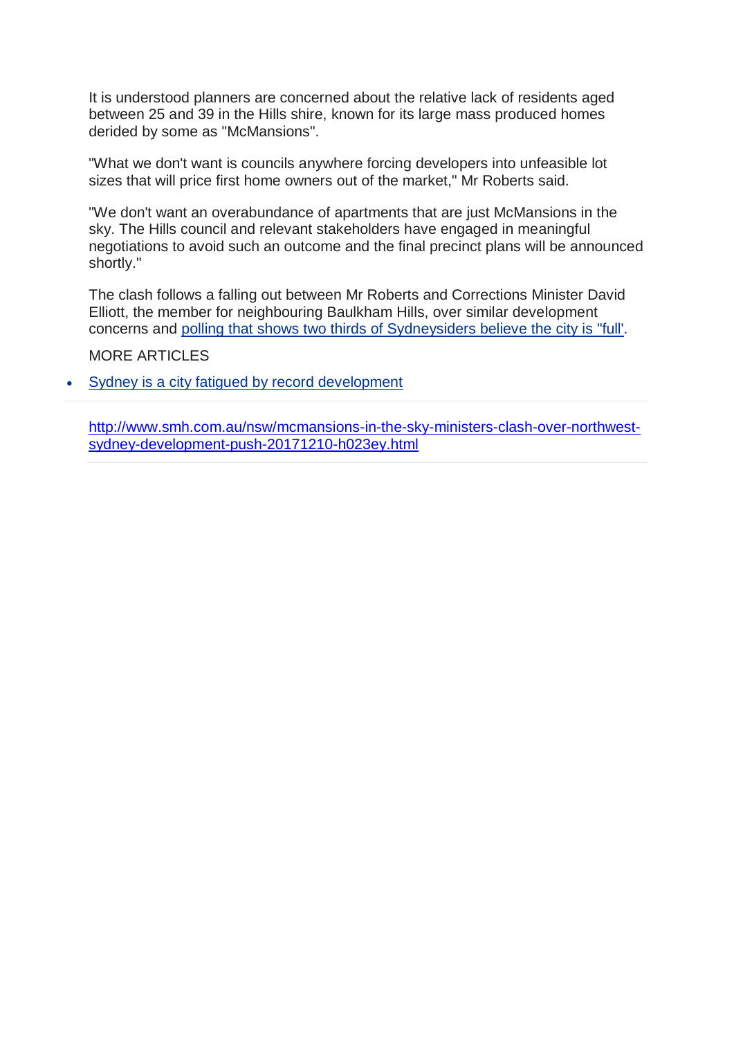It is understood planners are concerned about the relative lack of residents aged between 25 and 39 in the Hills shire, known for its large mass produced homes derided by some as "McMansions".

"What we don't want is councils anywhere forcing developers into unfeasible lot sizes that will price first home owners out of the market," Mr Roberts said.

"We don't want an overabundance of apartments that are just McMansions in the sky. The Hills council and relevant stakeholders have engaged in meaningful negotiations to avoid such an outcome and the final precinct plans will be announced shortly."

The clash follows a falling out between Mr Roberts and Corrections Minister David Elliott, the member for neighbouring Baulkham Hills, over similar development concerns and polling that shows two thirds of Sydneysiders believe the city is "full".

MORE ARTICLES

- Sydney is a city fatigued by record development

---

http://www.smh.com.au/nsw/mcmansions-in-the-sky-ministers-clash-over-northwest-sydney-development-push-20171210-h023ey.html